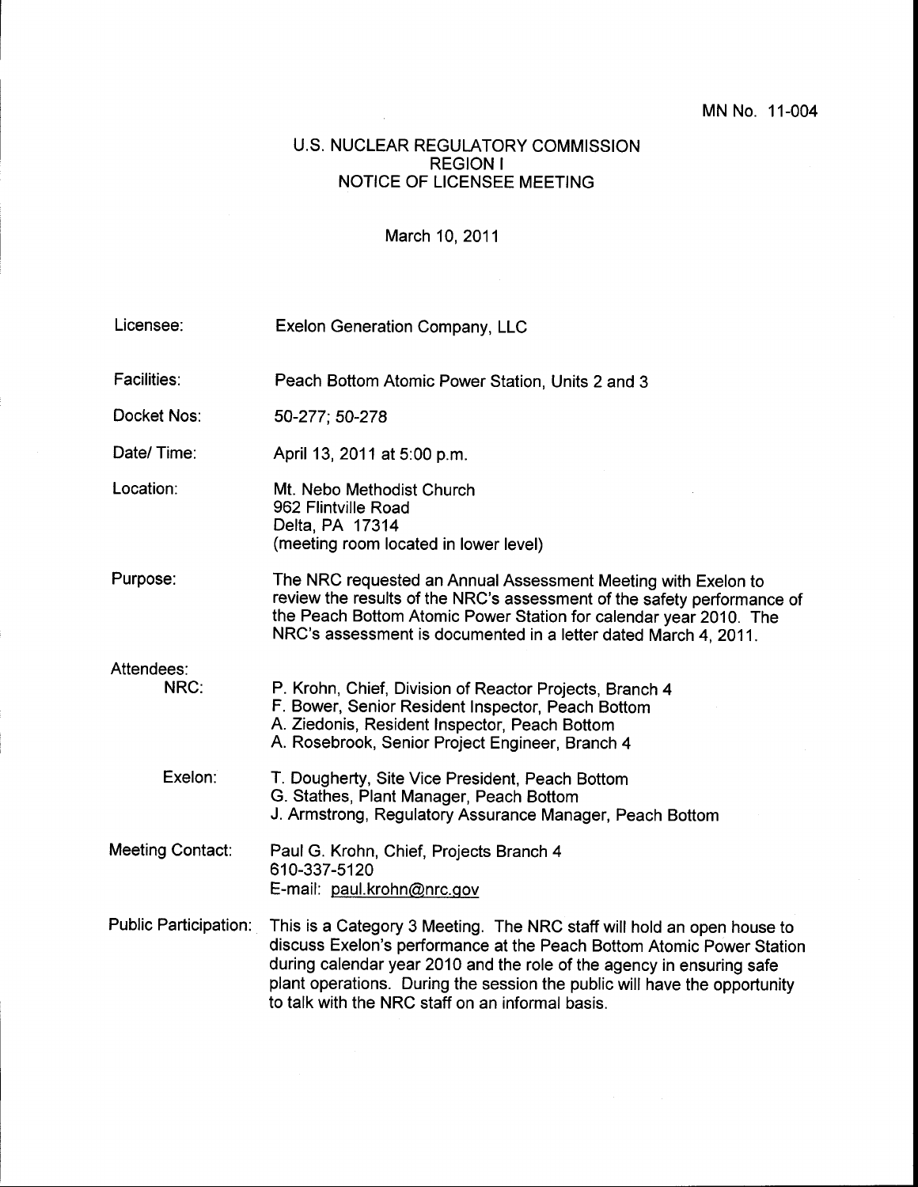MN No. 11-004

# U.S. NUCLEAR REGULATORY COMMISSION
## REGION I
## NOTICE OF LICENSEE MEETING

March 10, 2011

**Licensee:** Exelon Generation Company, LLC

**Facilities:** Peach Bottom Atomic Power Station, Units 2 and 3

**Docket Nos:** 50-277; 50-278

**Date/ Time:** April 13, 2011 at 5:00 p.m.

**Location:** Mt. Nebo Methodist Church
962 Flintville Road
Delta, PA 17314
(meeting room located in lower level)

**Purpose:** The NRC requested an Annual Assessment Meeting with Exelon to review the results of the NRC's assessment of the safety performance of the Peach Bottom Atomic Power Station for calendar year 2010. The NRC's assessment is documented in a letter dated March 4, 2011.

**Attendees:**

NRC:
- P. Krohn, Chief, Division of Reactor Projects, Branch 4
- F. Bower, Senior Resident Inspector, Peach Bottom
- A. Ziedonis, Resident Inspector, Peach Bottom
- A. Rosebrook, Senior Project Engineer, Branch 4

Exelon:
- T. Dougherty, Site Vice President, Peach Bottom
- G. Stathes, Plant Manager, Peach Bottom
- J. Armstrong, Regulatory Assurance Manager, Peach Bottom

**Meeting Contact:** Paul G. Krohn, Chief, Projects Branch 4
610-337-5120
E-mail: paul.krohn@nrc.gov

**Public Participation:** This is a Category 3 Meeting. The NRC staff will hold an open house to discuss Exelon's performance at the Peach Bottom Atomic Power Station during calendar year 2010 and the role of the agency in ensuring safe plant operations. During the session the public will have the opportunity to talk with the NRC staff on an informal basis.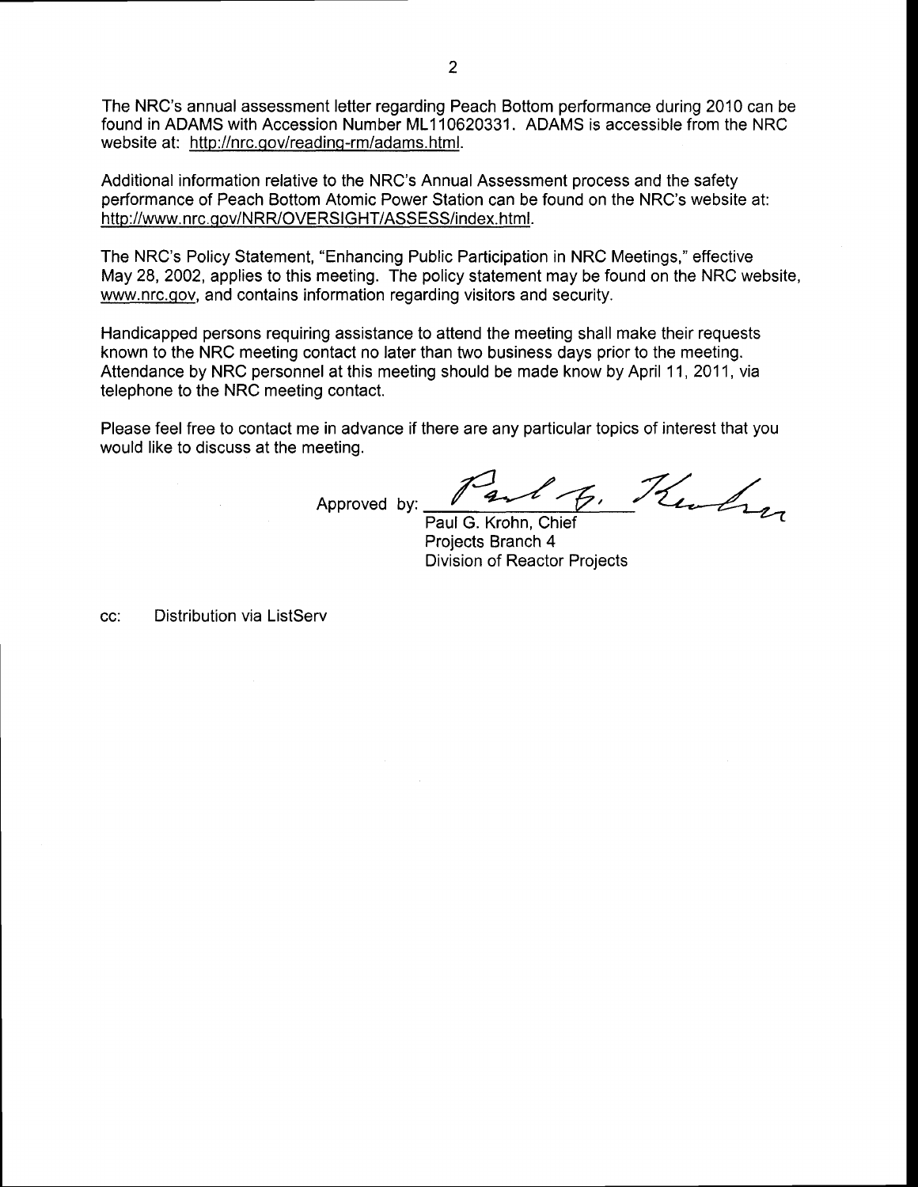The NRC's annual assessment letter regarding Peach Bottom performance during 2010 can be found in ADAMS with Accession Number ML110620331. ADAMS is accessible from the NRC website at: http://nrc.gov/reading-rm/adams.html.

Additional information relative to the NRC's Annual Assessment process and the safety performance of Peach Bottom Atomic Power Station can be found on the NRC's website at: http://www.nrc.gov/NRR/OVERSIGHT/ASSESS/index.html.

The NRC's Policy Statement, "Enhancing Public Participation in NRC Meetings," effective May 28, 2002, applies to this meeting. The policy statement may be found on the NRC website, www.nrc.gov, and contains information regarding visitors and security.

Handicapped persons requiring assistance to attend the meeting shall make their requests known to the NRC meeting contact no later than two business days prior to the meeting. Attendance by NRC personnel at this meeting should be made know by April 11, 2011, via telephone to the NRC meeting contact.

Please feel free to contact me in advance if there are any particular topics of interest that you would like to discuss at the meeting.

Approved by: Paul G. Krohn

Paul G. Krohn, Chief
Projects Branch 4
Division of Reactor Projects

cc: Distribution via ListServ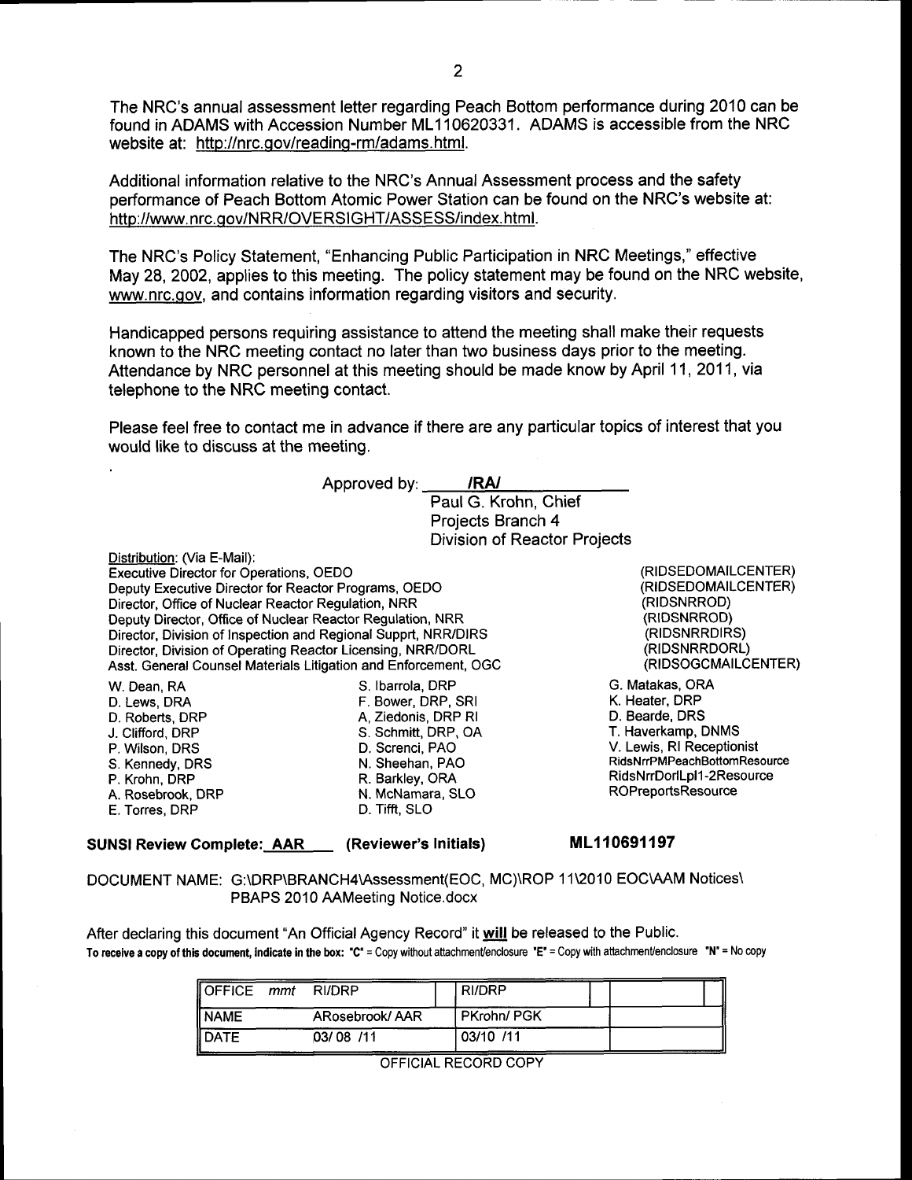The NRC's annual assessment letter regarding Peach Bottom performance during 2010 can be found in ADAMS with Accession Number ML110620331. ADAMS is accessible from the NRC website at: http://nrc.gov/reading-rm/adams.html.

Additional information relative to the NRC's Annual Assessment process and the safety performance of Peach Bottom Atomic Power Station can be found on the NRC's website at: http://www.nrc.gov/NRR/OVERSIGHT/ASSESS/index.html.

The NRC's Policy Statement, "Enhancing Public Participation in NRC Meetings," effective May 28, 2002, applies to this meeting. The policy statement may be found on the NRC website, www.nrc.gov, and contains information regarding visitors and security.

Handicapped persons requiring assistance to attend the meeting shall make their requests known to the NRC meeting contact no later than two business days prior to the meeting. Attendance by NRC personnel at this meeting should be made know by April 11, 2011, via telephone to the NRC meeting contact.

Please feel free to contact me in advance if there are any particular topics of interest that you would like to discuss at the meeting.

Approved by: **/RA/**
Paul G. Krohn, Chief
Projects Branch 4
Division of Reactor Projects

Distribution: (Via E-Mail):
Executive Director for Operations, OEDO (RIDSEDOMAILCENTER)
Deputy Executive Director for Reactor Programs, OEDO (RIDSEDOMAILCENTER)
Director, Office of Nuclear Reactor Regulation, NRR (RIDSNRROD)
Deputy Director, Office of Nuclear Reactor Regulation, NRR (RIDSNRROD)
Director, Division of Inspection and Regional Supprt, NRR/DIRS (RIDSNRRDIRS)
Director, Division of Operating Reactor Licensing, NRR/DORL (RIDSNRRDORL)
Asst. General Counsel Materials Litigation and Enforcement, OGC (RIDSOGCMAILCENTER)

W. Dean, RA
D. Lews, DRA
D. Roberts, DRP
J. Clifford, DRP
P. Wilson, DRS
S. Kennedy, DRS
P. Krohn, DRP
A. Rosebrook, DRP
E. Torres, DRP
S. Ibarrola, DRP
F. Bower, DRP, SRI
A, Ziedonis, DRP RI
S. Schmitt, DRP, OA
D. Screnci, PAO
N. Sheehan, PAO
R. Barkley, ORA
N. McNamara, SLO
D. Tifft, SLO
G. Matakas, ORA
K. Heater, DRP
D. Bearde, DRS
T. Haverkamp, DNMS
V. Lewis, RI Receptionist
RidsNrrPMPeachBottomResource
RidsNrrDorlLpl1-2Resource
ROPreportsResource

**SUNSI Review Complete: AAR (Reviewer's Initials)** **ML110691197**

DOCUMENT NAME: G:\DRP\BRANCH4\Assessment(EOC, MC)\ROP 11\2010 EOC\AAM Notices\PBAPS 2010 AAMeeting Notice.docx

After declaring this document "An Official Agency Record" it **will** be released to the Public.
**To receive a copy of this document, indicate in the box: "C" = Copy without attachment/enclosure "E" = Copy with attachment/enclosure "N" = No copy**

| OFFICE mmt | RI/DRP | RI/DRP | |
|---|---|---|---|
| NAME | ARosebrook/ AAR | PKrohn/ PGK | |
| DATE | 03/ 08 /11 | 03/10 /11 | |

OFFICIAL RECORD COPY